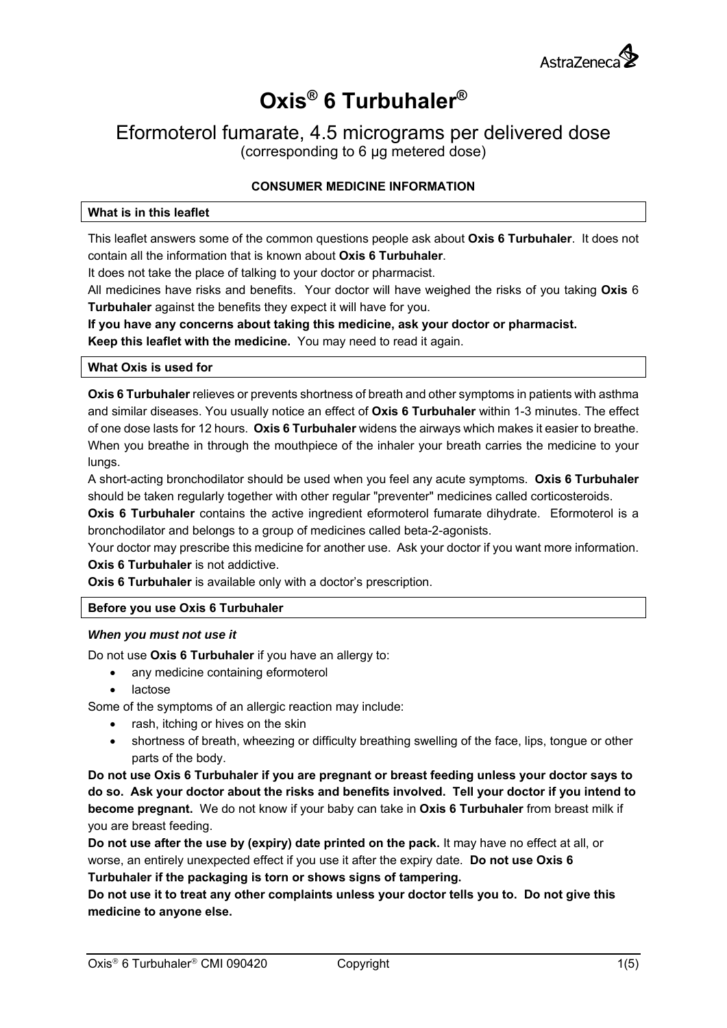# Oxis® 6 Turbuhaler®

## Eformoterol fumarate, 4.5 micrograms per delivered dose

(corresponding to 6 μg metered dose)

**CONSUMER MEDICINE INFORMATION**

### What is in this leaflet

This leaflet answers some of the common questions people ask about **Oxis 6 Turbuhaler**. It does not contain all the information that is known about **Oxis 6 Turbuhaler**.

It does not take the place of talking to your doctor or pharmacist.

All medicines have risks and benefits. Your doctor will have weighed the risks of you taking **Oxis** 6 **Turbuhaler** against the benefits they expect it will have for you.

**If you have any concerns about taking this medicine, ask your doctor or pharmacist.**

**Keep this leaflet with the medicine.** You may need to read it again.

### What Oxis is used for

**Oxis 6 Turbuhaler** relieves or prevents shortness of breath and other symptoms in patients with asthma and similar diseases. You usually notice an effect of **Oxis 6 Turbuhaler** within 1-3 minutes. The effect of one dose lasts for 12 hours. **Oxis 6 Turbuhaler** widens the airways which makes it easier to breathe. When you breathe in through the mouthpiece of the inhaler your breath carries the medicine to your lungs.

A short-acting bronchodilator should be used when you feel any acute symptoms. **Oxis 6 Turbuhaler** should be taken regularly together with other regular "preventer" medicines called corticosteroids.

**Oxis 6 Turbuhaler** contains the active ingredient eformoterol fumarate dihydrate. Eformoterol is a bronchodilator and belongs to a group of medicines called beta-2-agonists.

Your doctor may prescribe this medicine for another use. Ask your doctor if you want more information.

**Oxis 6 Turbuhaler** is not addictive.

**Oxis 6 Turbuhaler** is available only with a doctor's prescription.

### Before you use Oxis 6 Turbuhaler

***When you must not use it***

Do not use **Oxis 6 Turbuhaler** if you have an allergy to:

- any medicine containing eformoterol
- lactose

Some of the symptoms of an allergic reaction may include:

- rash, itching or hives on the skin
- shortness of breath, wheezing or difficulty breathing swelling of the face, lips, tongue or other parts of the body.

**Do not use Oxis 6 Turbuhaler if you are pregnant or breast feeding unless your doctor says to do so. Ask your doctor about the risks and benefits involved. Tell your doctor if you intend to become pregnant.** We do not know if your baby can take in **Oxis 6 Turbuhaler** from breast milk if you are breast feeding.

**Do not use after the use by (expiry) date printed on the pack.** It may have no effect at all, or worse, an entirely unexpected effect if you use it after the expiry date. **Do not use Oxis 6 Turbuhaler if the packaging is torn or shows signs of tampering.**

**Do not use it to treat any other complaints unless your doctor tells you to. Do not give this medicine to anyone else.**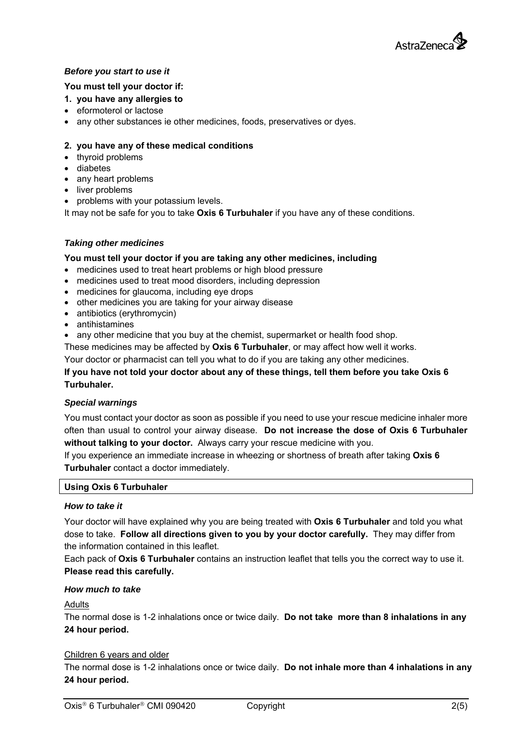### *Before you start to use it*

**You must tell your doctor if:**

**1. you have any allergies to**

- eformoterol or lactose
- any other substances ie other medicines, foods, preservatives or dyes.

**2. you have any of these medical conditions**

- thyroid problems
- diabetes
- any heart problems
- liver problems
- problems with your potassium levels.

It may not be safe for you to take **Oxis 6 Turbuhaler** if you have any of these conditions.

### *Taking other medicines*

**You must tell your doctor if you are taking any other medicines, including**

- medicines used to treat heart problems or high blood pressure
- medicines used to treat mood disorders, including depression
- medicines for glaucoma, including eye drops
- other medicines you are taking for your airway disease
- antibiotics (erythromycin)
- antihistamines
- any other medicine that you buy at the chemist, supermarket or health food shop.

These medicines may be affected by **Oxis 6 Turbuhaler**, or may affect how well it works.

Your doctor or pharmacist can tell you what to do if you are taking any other medicines.

**If you have not told your doctor about any of these things, tell them before you take Oxis 6 Turbuhaler.**

### *Special warnings*

You must contact your doctor as soon as possible if you need to use your rescue medicine inhaler more often than usual to control your airway disease. **Do not increase the dose of Oxis 6 Turbuhaler without talking to your doctor.** Always carry your rescue medicine with you.

If you experience an immediate increase in wheezing or shortness of breath after taking **Oxis 6 Turbuhaler** contact a doctor immediately.

## Using Oxis 6 Turbuhaler

### *How to take it*

Your doctor will have explained why you are being treated with **Oxis 6 Turbuhaler** and told you what dose to take. **Follow all directions given to you by your doctor carefully.** They may differ from the information contained in this leaflet.

Each pack of **Oxis 6 Turbuhaler** contains an instruction leaflet that tells you the correct way to use it. **Please read this carefully.**

### *How much to take*

Adults

The normal dose is 1-2 inhalations once or twice daily. **Do not take more than 8 inhalations in any 24 hour period.**

Children 6 years and older

The normal dose is 1-2 inhalations once or twice daily. **Do not inhale more than 4 inhalations in any 24 hour period.**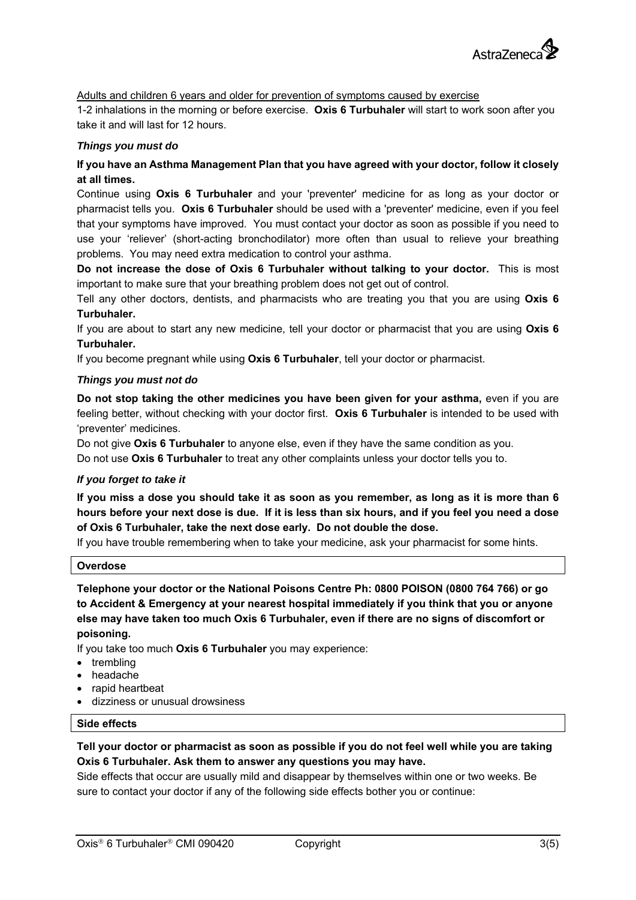Adults and children 6 years and older for prevention of symptoms caused by exercise

1-2 inhalations in the morning or before exercise. **Oxis 6 Turbuhaler** will start to work soon after you take it and will last for 12 hours.

### *Things you must do*

**If you have an Asthma Management Plan that you have agreed with your doctor, follow it closely at all times.**

Continue using **Oxis 6 Turbuhaler** and your 'preventer' medicine for as long as your doctor or pharmacist tells you. **Oxis 6 Turbuhaler** should be used with a 'preventer' medicine, even if you feel that your symptoms have improved. You must contact your doctor as soon as possible if you need to use your 'reliever' (short-acting bronchodilator) more often than usual to relieve your breathing problems. You may need extra medication to control your asthma.

**Do not increase the dose of Oxis 6 Turbuhaler without talking to your doctor.** This is most important to make sure that your breathing problem does not get out of control.

Tell any other doctors, dentists, and pharmacists who are treating you that you are using **Oxis 6 Turbuhaler.**

If you are about to start any new medicine, tell your doctor or pharmacist that you are using **Oxis 6 Turbuhaler.**

If you become pregnant while using **Oxis 6 Turbuhaler**, tell your doctor or pharmacist.

### *Things you must not do*

**Do not stop taking the other medicines you have been given for your asthma,** even if you are feeling better, without checking with your doctor first. **Oxis 6 Turbuhaler** is intended to be used with 'preventer' medicines.

Do not give **Oxis 6 Turbuhaler** to anyone else, even if they have the same condition as you.

Do not use **Oxis 6 Turbuhaler** to treat any other complaints unless your doctor tells you to.

### *If you forget to take it*

**If you miss a dose you should take it as soon as you remember, as long as it is more than 6 hours before your next dose is due. If it is less than six hours, and if you feel you need a dose of Oxis 6 Turbuhaler, take the next dose early. Do not double the dose.**

If you have trouble remembering when to take your medicine, ask your pharmacist for some hints.

## Overdose

**Telephone your doctor or the National Poisons Centre Ph: 0800 POISON (0800 764 766) or go to Accident & Emergency at your nearest hospital immediately if you think that you or anyone else may have taken too much Oxis 6 Turbuhaler, even if there are no signs of discomfort or poisoning.**

If you take too much **Oxis 6 Turbuhaler** you may experience:

- trembling
- headache
- rapid heartbeat
- dizziness or unusual drowsiness

## Side effects

**Tell your doctor or pharmacist as soon as possible if you do not feel well while you are taking Oxis 6 Turbuhaler. Ask them to answer any questions you may have.**

Side effects that occur are usually mild and disappear by themselves within one or two weeks. Be sure to contact your doctor if any of the following side effects bother you or continue: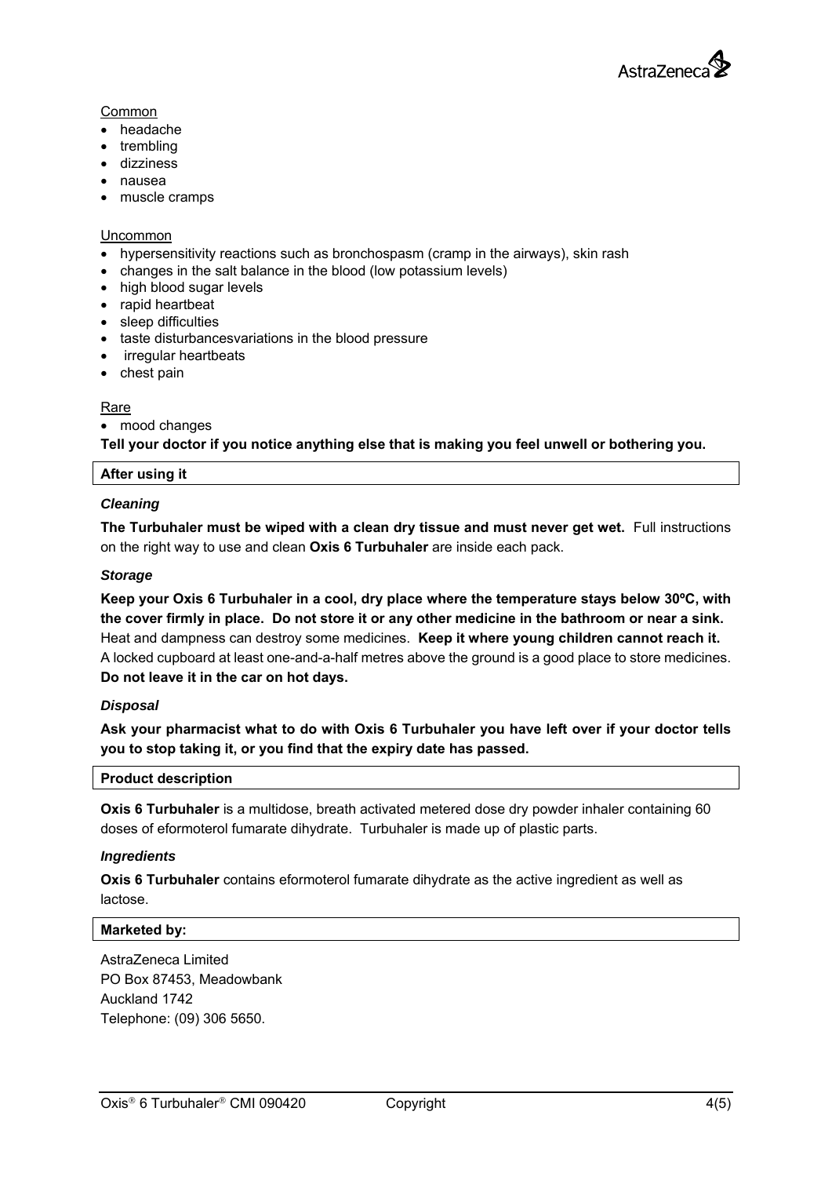Common

- headache
- trembling
- dizziness
- nausea
- muscle cramps

Uncommon

- hypersensitivity reactions such as bronchospasm (cramp in the airways), skin rash
- changes in the salt balance in the blood (low potassium levels)
- high blood sugar levels
- rapid heartbeat
- sleep difficulties
- taste disturbancesvariations in the blood pressure
- irregular heartbeats
- chest pain

Rare

- mood changes

**Tell your doctor if you notice anything else that is making you feel unwell or bothering you.**

## After using it

### *Cleaning*

**The Turbuhaler must be wiped with a clean dry tissue and must never get wet.** Full instructions on the right way to use and clean **Oxis 6 Turbuhaler** are inside each pack.

### *Storage*

**Keep your Oxis 6 Turbuhaler in a cool, dry place where the temperature stays below 30ºC, with the cover firmly in place. Do not store it or any other medicine in the bathroom or near a sink.** Heat and dampness can destroy some medicines. **Keep it where young children cannot reach it.** A locked cupboard at least one-and-a-half metres above the ground is a good place to store medicines. **Do not leave it in the car on hot days.**

### *Disposal*

**Ask your pharmacist what to do with Oxis 6 Turbuhaler you have left over if your doctor tells you to stop taking it, or you find that the expiry date has passed.**

## Product description

**Oxis 6 Turbuhaler** is a multidose, breath activated metered dose dry powder inhaler containing 60 doses of eformoterol fumarate dihydrate. Turbuhaler is made up of plastic parts.

### *Ingredients*

**Oxis 6 Turbuhaler** contains eformoterol fumarate dihydrate as the active ingredient as well as lactose.

## Marketed by:

AstraZeneca Limited
PO Box 87453, Meadowbank
Auckland 1742
Telephone: (09) 306 5650.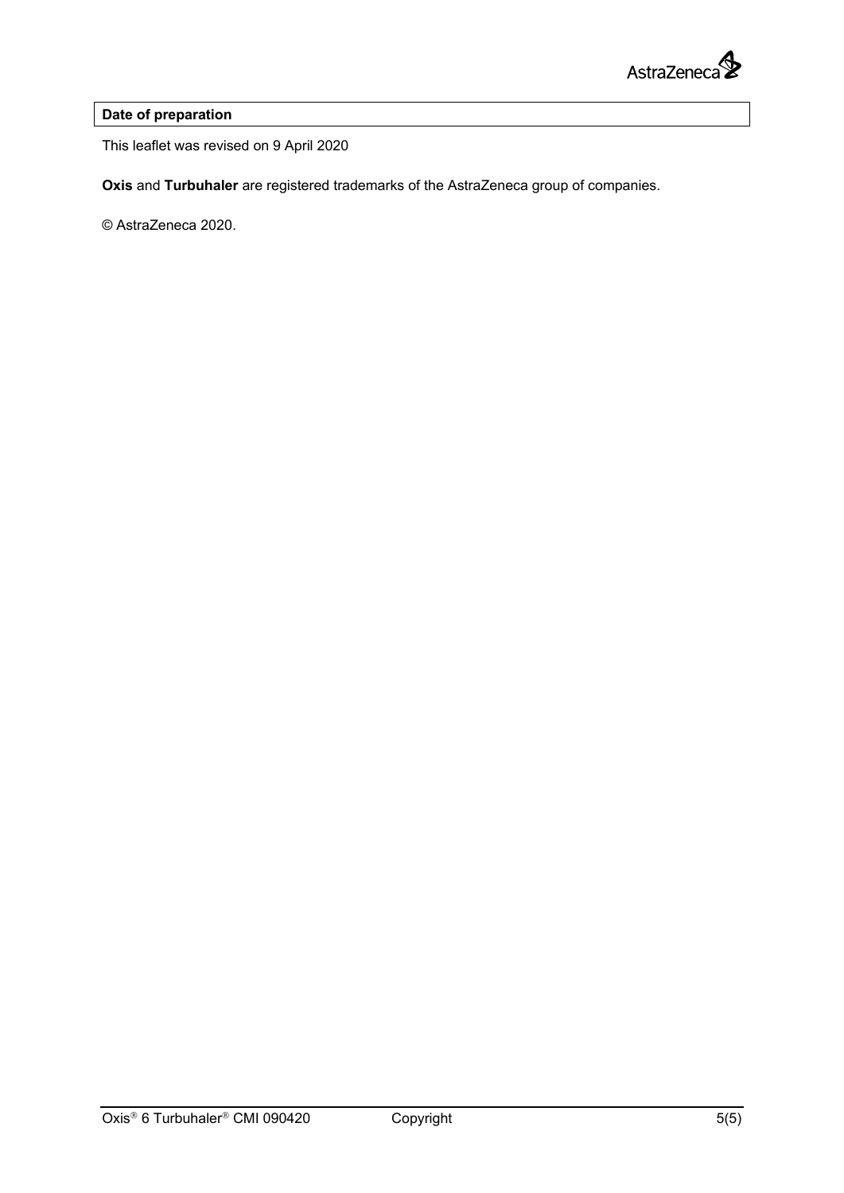## Date of preparation

This leaflet was revised on 9 April 2020

**Oxis** and **Turbuhaler** are registered trademarks of the AstraZeneca group of companies.

© AstraZeneca 2020.